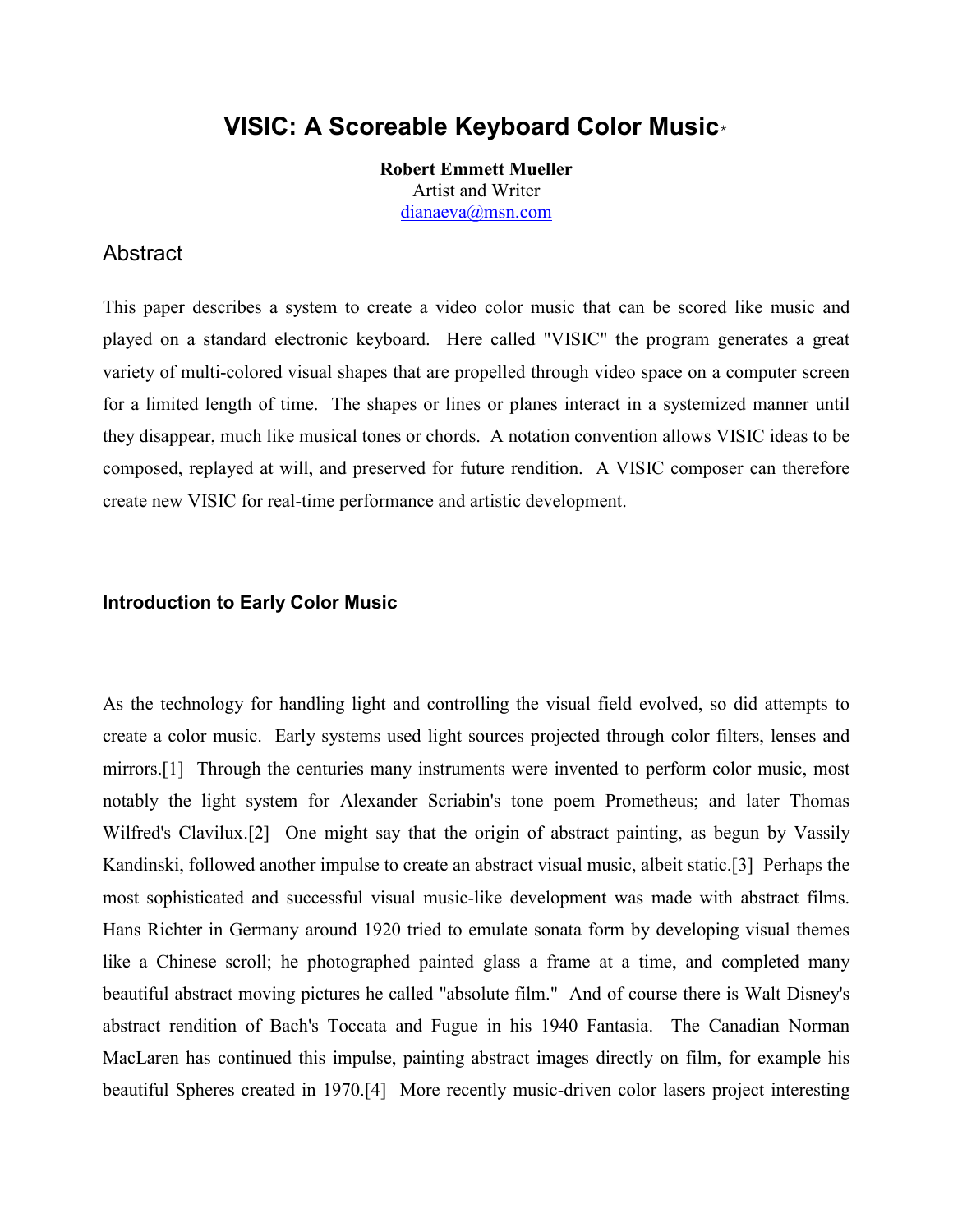# VISIC: A Scoreable Keyboard Color Music*

**Robert Emmett Mueller**
Artist and Writer
dianaeva@msn.com

## Abstract

This paper describes a system to create a video color music that can be scored like music and played on a standard electronic keyboard. Here called "VISIC" the program generates a great variety of multi-colored visual shapes that are propelled through video space on a computer screen for a limited length of time. The shapes or lines or planes interact in a systemized manner until they disappear, much like musical tones or chords. A notation convention allows VISIC ideas to be composed, replayed at will, and preserved for future rendition. A VISIC composer can therefore create new VISIC for real-time performance and artistic development.

### Introduction to Early Color Music

As the technology for handling light and controlling the visual field evolved, so did attempts to create a color music. Early systems used light sources projected through color filters, lenses and mirrors.[1] Through the centuries many instruments were invented to perform color music, most notably the light system for Alexander Scriabin's tone poem Prometheus; and later Thomas Wilfred's Clavilux.[2] One might say that the origin of abstract painting, as begun by Vassily Kandinski, followed another impulse to create an abstract visual music, albeit static.[3] Perhaps the most sophisticated and successful visual music-like development was made with abstract films. Hans Richter in Germany around 1920 tried to emulate sonata form by developing visual themes like a Chinese scroll; he photographed painted glass a frame at a time, and completed many beautiful abstract moving pictures he called "absolute film." And of course there is Walt Disney's abstract rendition of Bach's Toccata and Fugue in his 1940 Fantasia. The Canadian Norman MacLaren has continued this impulse, painting abstract images directly on film, for example his beautiful Spheres created in 1970.[4] More recently music-driven color lasers project interesting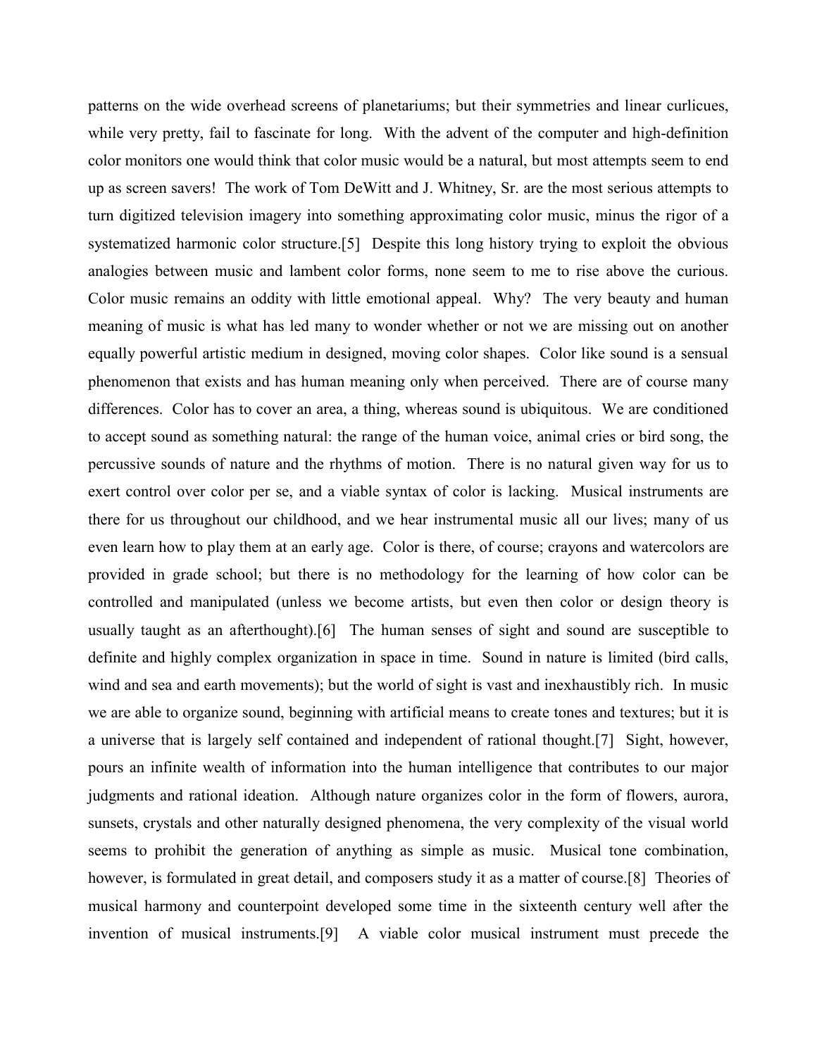patterns on the wide overhead screens of planetariums; but their symmetries and linear curlicues, while very pretty, fail to fascinate for long. With the advent of the computer and high-definition color monitors one would think that color music would be a natural, but most attempts seem to end up as screen savers! The work of Tom DeWitt and J. Whitney, Sr. are the most serious attempts to turn digitized television imagery into something approximating color music, minus the rigor of a systematized harmonic color structure.[5] Despite this long history trying to exploit the obvious analogies between music and lambent color forms, none seem to me to rise above the curious. Color music remains an oddity with little emotional appeal. Why? The very beauty and human meaning of music is what has led many to wonder whether or not we are missing out on another equally powerful artistic medium in designed, moving color shapes. Color like sound is a sensual phenomenon that exists and has human meaning only when perceived. There are of course many differences. Color has to cover an area, a thing, whereas sound is ubiquitous. We are conditioned to accept sound as something natural: the range of the human voice, animal cries or bird song, the percussive sounds of nature and the rhythms of motion. There is no natural given way for us to exert control over color per se, and a viable syntax of color is lacking. Musical instruments are there for us throughout our childhood, and we hear instrumental music all our lives; many of us even learn how to play them at an early age. Color is there, of course; crayons and watercolors are provided in grade school; but there is no methodology for the learning of how color can be controlled and manipulated (unless we become artists, but even then color or design theory is usually taught as an afterthought).[6] The human senses of sight and sound are susceptible to definite and highly complex organization in space in time. Sound in nature is limited (bird calls, wind and sea and earth movements); but the world of sight is vast and inexhaustibly rich. In music we are able to organize sound, beginning with artificial means to create tones and textures; but it is a universe that is largely self contained and independent of rational thought.[7] Sight, however, pours an infinite wealth of information into the human intelligence that contributes to our major judgments and rational ideation. Although nature organizes color in the form of flowers, aurora, sunsets, crystals and other naturally designed phenomena, the very complexity of the visual world seems to prohibit the generation of anything as simple as music. Musical tone combination, however, is formulated in great detail, and composers study it as a matter of course.[8] Theories of musical harmony and counterpoint developed some time in the sixteenth century well after the invention of musical instruments.[9] A viable color musical instrument must precede the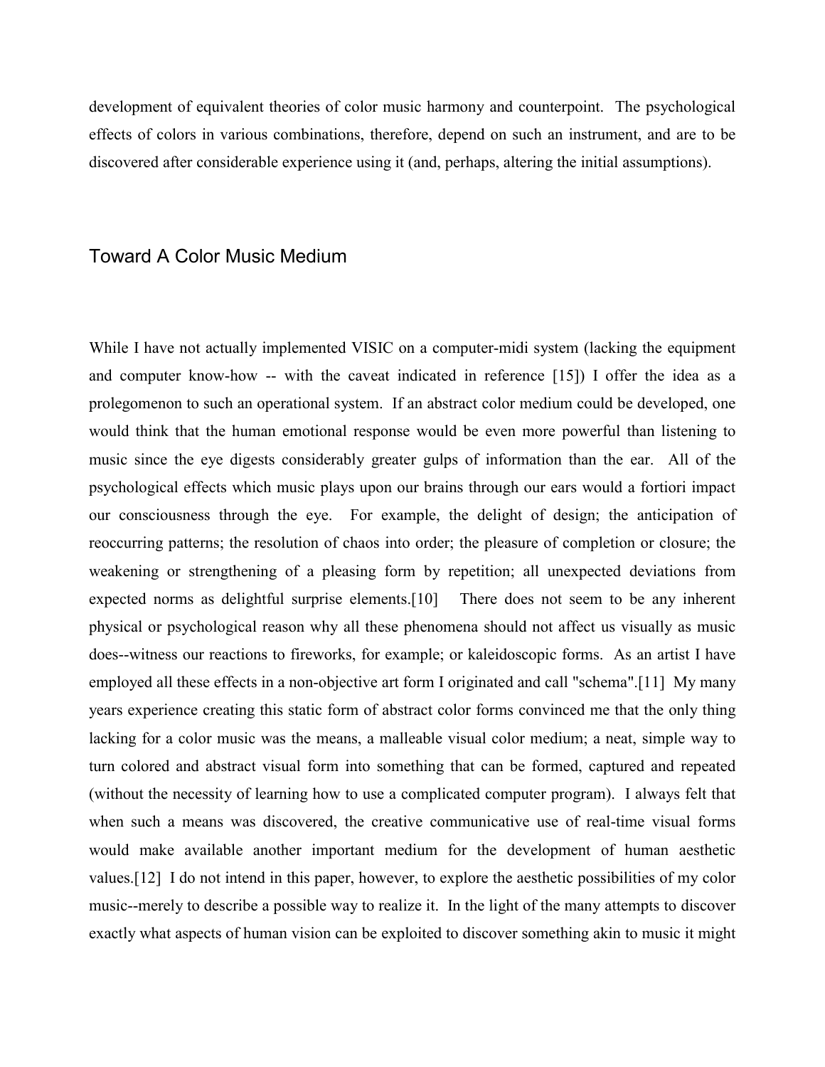development of equivalent theories of color music harmony and counterpoint. The psychological effects of colors in various combinations, therefore, depend on such an instrument, and are to be discovered after considerable experience using it (and, perhaps, altering the initial assumptions).

## Toward A Color Music Medium

While I have not actually implemented VISIC on a computer-midi system (lacking the equipment and computer know-how -- with the caveat indicated in reference [15]) I offer the idea as a prolegomenon to such an operational system. If an abstract color medium could be developed, one would think that the human emotional response would be even more powerful than listening to music since the eye digests considerably greater gulps of information than the ear. All of the psychological effects which music plays upon our brains through our ears would a fortiori impact our consciousness through the eye. For example, the delight of design; the anticipation of reoccurring patterns; the resolution of chaos into order; the pleasure of completion or closure; the weakening or strengthening of a pleasing form by repetition; all unexpected deviations from expected norms as delightful surprise elements.[10] There does not seem to be any inherent physical or psychological reason why all these phenomena should not affect us visually as music does--witness our reactions to fireworks, for example; or kaleidoscopic forms. As an artist I have employed all these effects in a non-objective art form I originated and call "schema".[11] My many years experience creating this static form of abstract color forms convinced me that the only thing lacking for a color music was the means, a malleable visual color medium; a neat, simple way to turn colored and abstract visual form into something that can be formed, captured and repeated (without the necessity of learning how to use a complicated computer program). I always felt that when such a means was discovered, the creative communicative use of real-time visual forms would make available another important medium for the development of human aesthetic values.[12] I do not intend in this paper, however, to explore the aesthetic possibilities of my color music--merely to describe a possible way to realize it. In the light of the many attempts to discover exactly what aspects of human vision can be exploited to discover something akin to music it might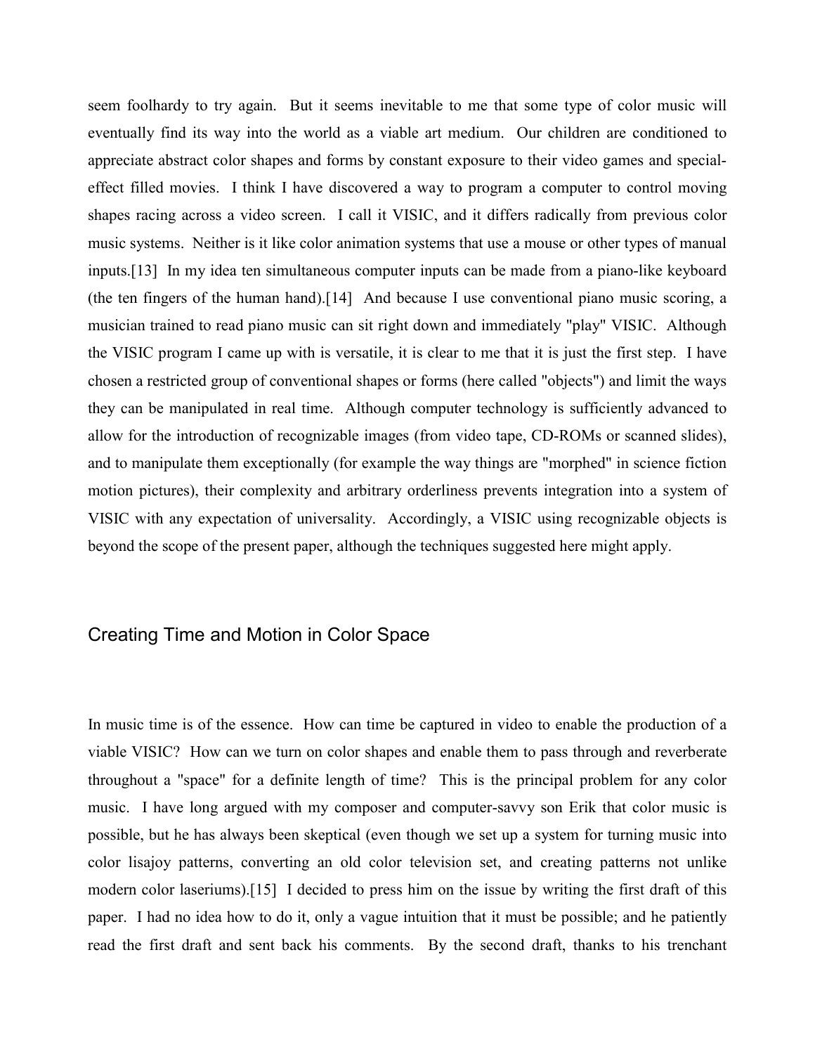seem foolhardy to try again. But it seems inevitable to me that some type of color music will eventually find its way into the world as a viable art medium. Our children are conditioned to appreciate abstract color shapes and forms by constant exposure to their video games and special-effect filled movies. I think I have discovered a way to program a computer to control moving shapes racing across a video screen. I call it VISIC, and it differs radically from previous color music systems. Neither is it like color animation systems that use a mouse or other types of manual inputs.[13] In my idea ten simultaneous computer inputs can be made from a piano-like keyboard (the ten fingers of the human hand).[14] And because I use conventional piano music scoring, a musician trained to read piano music can sit right down and immediately "play" VISIC. Although the VISIC program I came up with is versatile, it is clear to me that it is just the first step. I have chosen a restricted group of conventional shapes or forms (here called "objects") and limit the ways they can be manipulated in real time. Although computer technology is sufficiently advanced to allow for the introduction of recognizable images (from video tape, CD-ROMs or scanned slides), and to manipulate them exceptionally (for example the way things are "morphed" in science fiction motion pictures), their complexity and arbitrary orderliness prevents integration into a system of VISIC with any expectation of universality. Accordingly, a VISIC using recognizable objects is beyond the scope of the present paper, although the techniques suggested here might apply.

## Creating Time and Motion in Color Space

In music time is of the essence. How can time be captured in video to enable the production of a viable VISIC? How can we turn on color shapes and enable them to pass through and reverberate throughout a "space" for a definite length of time? This is the principal problem for any color music. I have long argued with my composer and computer-savvy son Erik that color music is possible, but he has always been skeptical (even though we set up a system for turning music into color lisajoy patterns, converting an old color television set, and creating patterns not unlike modern color laseriums).[15] I decided to press him on the issue by writing the first draft of this paper. I had no idea how to do it, only a vague intuition that it must be possible; and he patiently read the first draft and sent back his comments. By the second draft, thanks to his trenchant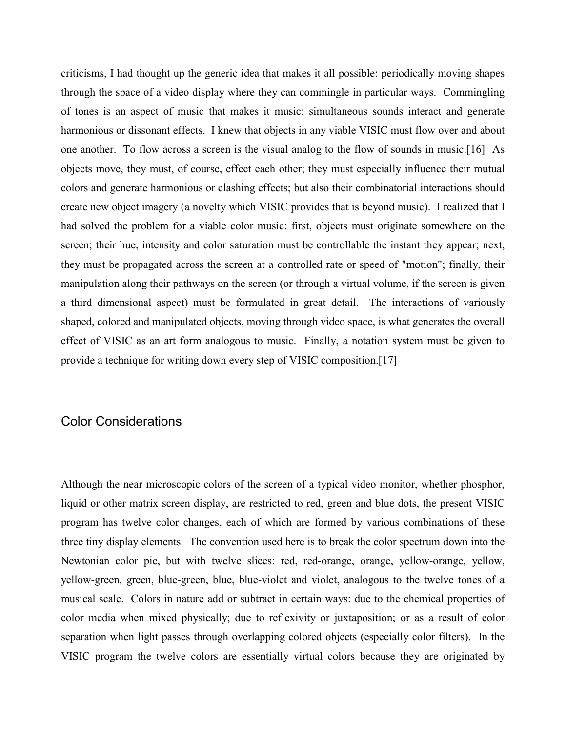criticisms, I had thought up the generic idea that makes it all possible: periodically moving shapes through the space of a video display where they can commingle in particular ways. Commingling of tones is an aspect of music that makes it music: simultaneous sounds interact and generate harmonious or dissonant effects. I knew that objects in any viable VISIC must flow over and about one another. To flow across a screen is the visual analog to the flow of sounds in music.[16] As objects move, they must, of course, effect each other; they must especially influence their mutual colors and generate harmonious or clashing effects; but also their combinatorial interactions should create new object imagery (a novelty which VISIC provides that is beyond music). I realized that I had solved the problem for a viable color music: first, objects must originate somewhere on the screen; their hue, intensity and color saturation must be controllable the instant they appear; next, they must be propagated across the screen at a controlled rate or speed of "motion"; finally, their manipulation along their pathways on the screen (or through a virtual volume, if the screen is given a third dimensional aspect) must be formulated in great detail. The interactions of variously shaped, colored and manipulated objects, moving through video space, is what generates the overall effect of VISIC as an art form analogous to music. Finally, a notation system must be given to provide a technique for writing down every step of VISIC composition.[17]

## Color Considerations

Although the near microscopic colors of the screen of a typical video monitor, whether phosphor, liquid or other matrix screen display, are restricted to red, green and blue dots, the present VISIC program has twelve color changes, each of which are formed by various combinations of these three tiny display elements. The convention used here is to break the color spectrum down into the Newtonian color pie, but with twelve slices: red, red-orange, orange, yellow-orange, yellow, yellow-green, green, blue-green, blue, blue-violet and violet, analogous to the twelve tones of a musical scale. Colors in nature add or subtract in certain ways: due to the chemical properties of color media when mixed physically; due to reflexivity or juxtaposition; or as a result of color separation when light passes through overlapping colored objects (especially color filters). In the VISIC program the twelve colors are essentially virtual colors because they are originated by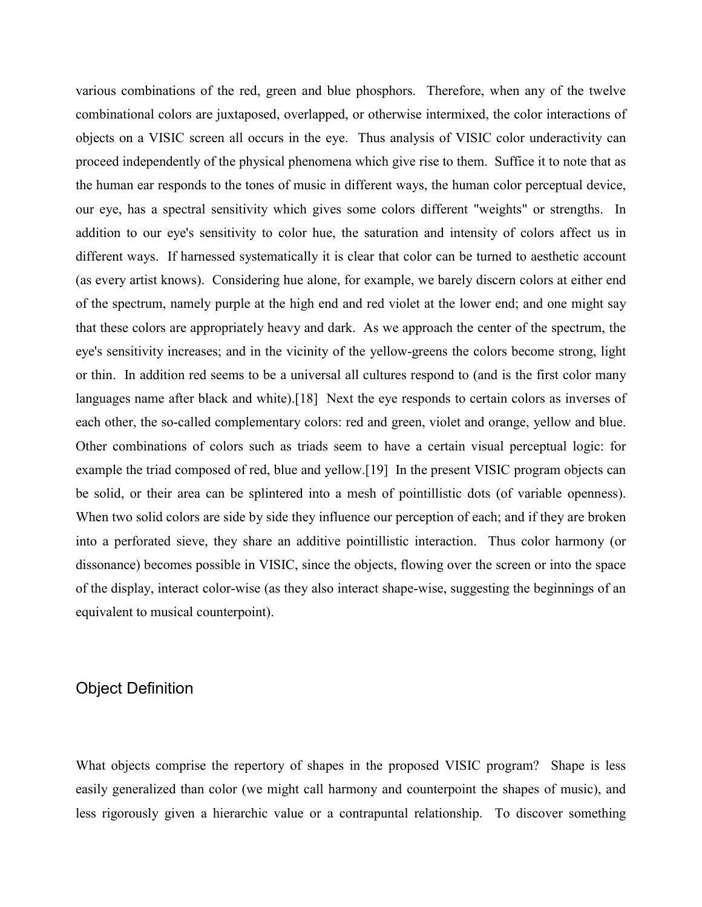various combinations of the red, green and blue phosphors. Therefore, when any of the twelve combinational colors are juxtaposed, overlapped, or otherwise intermixed, the color interactions of objects on a VISIC screen all occurs in the eye. Thus analysis of VISIC color underactivity can proceed independently of the physical phenomena which give rise to them. Suffice it to note that as the human ear responds to the tones of music in different ways, the human color perceptual device, our eye, has a spectral sensitivity which gives some colors different "weights" or strengths. In addition to our eye's sensitivity to color hue, the saturation and intensity of colors affect us in different ways. If harnessed systematically it is clear that color can be turned to aesthetic account (as every artist knows). Considering hue alone, for example, we barely discern colors at either end of the spectrum, namely purple at the high end and red violet at the lower end; and one might say that these colors are appropriately heavy and dark. As we approach the center of the spectrum, the eye's sensitivity increases; and in the vicinity of the yellow-greens the colors become strong, light or thin. In addition red seems to be a universal all cultures respond to (and is the first color many languages name after black and white).[18] Next the eye responds to certain colors as inverses of each other, the so-called complementary colors: red and green, violet and orange, yellow and blue. Other combinations of colors such as triads seem to have a certain visual perceptual logic: for example the triad composed of red, blue and yellow.[19] In the present VISIC program objects can be solid, or their area can be splintered into a mesh of pointillistic dots (of variable openness). When two solid colors are side by side they influence our perception of each; and if they are broken into a perforated sieve, they share an additive pointillistic interaction. Thus color harmony (or dissonance) becomes possible in VISIC, since the objects, flowing over the screen or into the space of the display, interact color-wise (as they also interact shape-wise, suggesting the beginnings of an equivalent to musical counterpoint).

## Object Definition

What objects comprise the repertory of shapes in the proposed VISIC program? Shape is less easily generalized than color (we might call harmony and counterpoint the shapes of music), and less rigorously given a hierarchic value or a contrapuntal relationship. To discover something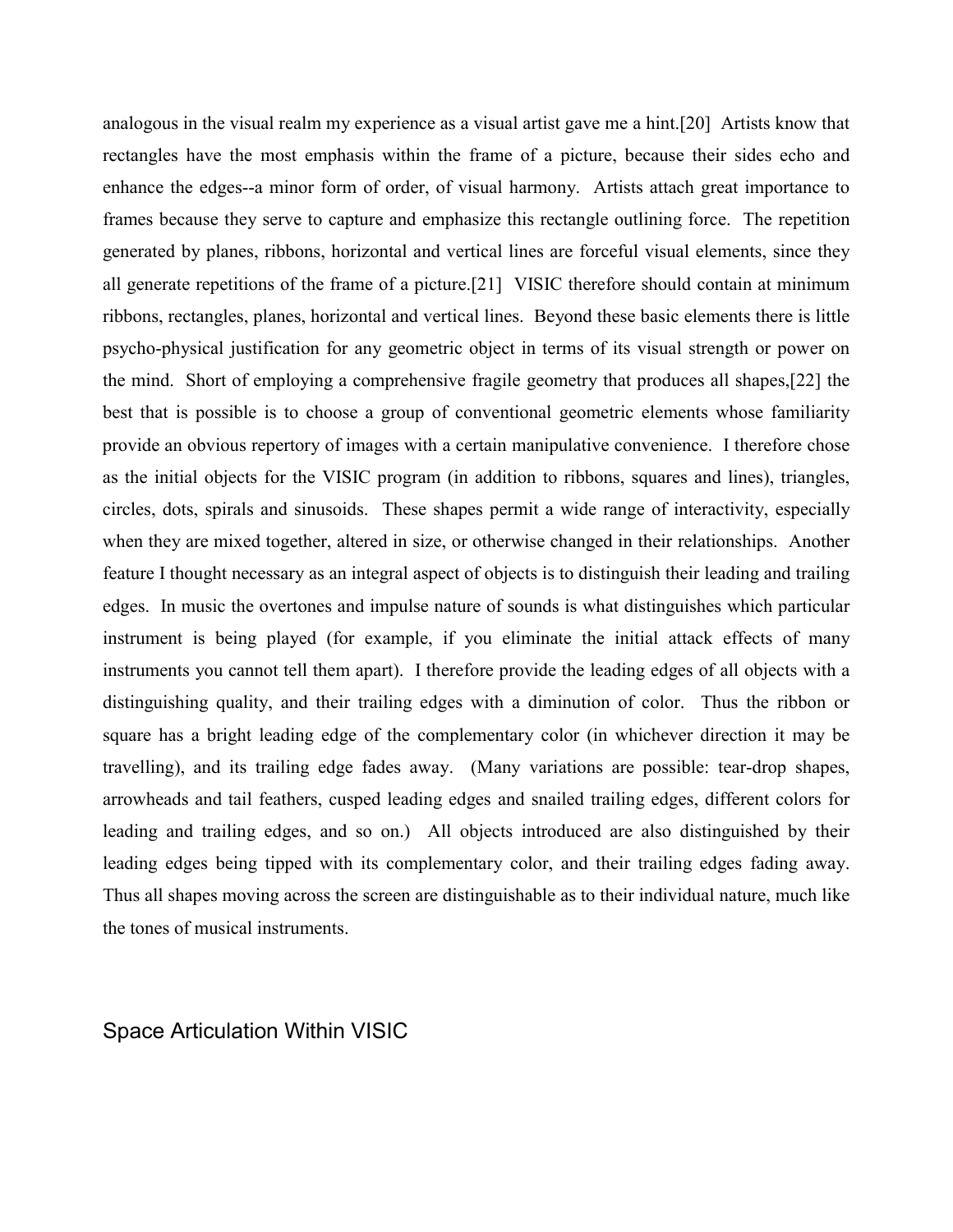analogous in the visual realm my experience as a visual artist gave me a hint.[20] Artists know that rectangles have the most emphasis within the frame of a picture, because their sides echo and enhance the edges--a minor form of order, of visual harmony. Artists attach great importance to frames because they serve to capture and emphasize this rectangle outlining force. The repetition generated by planes, ribbons, horizontal and vertical lines are forceful visual elements, since they all generate repetitions of the frame of a picture.[21] VISIC therefore should contain at minimum ribbons, rectangles, planes, horizontal and vertical lines. Beyond these basic elements there is little psycho-physical justification for any geometric object in terms of its visual strength or power on the mind. Short of employing a comprehensive fragile geometry that produces all shapes,[22] the best that is possible is to choose a group of conventional geometric elements whose familiarity provide an obvious repertory of images with a certain manipulative convenience. I therefore chose as the initial objects for the VISIC program (in addition to ribbons, squares and lines), triangles, circles, dots, spirals and sinusoids. These shapes permit a wide range of interactivity, especially when they are mixed together, altered in size, or otherwise changed in their relationships. Another feature I thought necessary as an integral aspect of objects is to distinguish their leading and trailing edges. In music the overtones and impulse nature of sounds is what distinguishes which particular instrument is being played (for example, if you eliminate the initial attack effects of many instruments you cannot tell them apart). I therefore provide the leading edges of all objects with a distinguishing quality, and their trailing edges with a diminution of color. Thus the ribbon or square has a bright leading edge of the complementary color (in whichever direction it may be travelling), and its trailing edge fades away. (Many variations are possible: tear-drop shapes, arrowheads and tail feathers, cusped leading edges and snailed trailing edges, different colors for leading and trailing edges, and so on.) All objects introduced are also distinguished by their leading edges being tipped with its complementary color, and their trailing edges fading away. Thus all shapes moving across the screen are distinguishable as to their individual nature, much like the tones of musical instruments.

## Space Articulation Within VISIC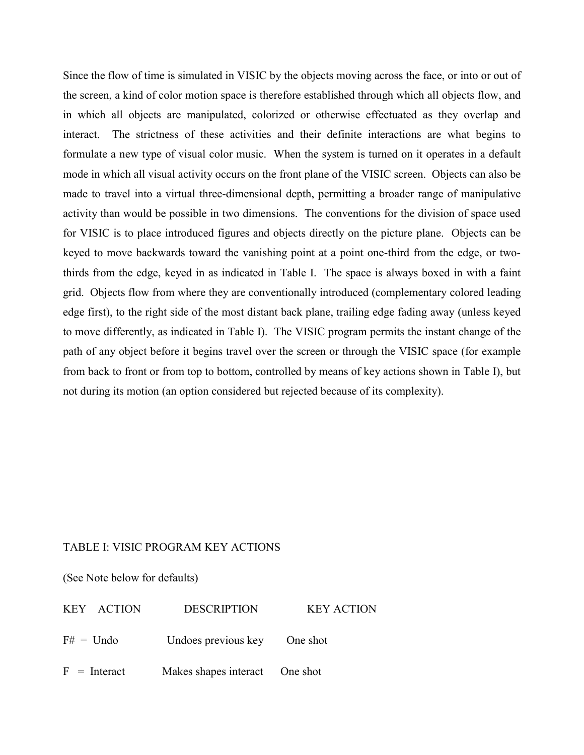Since the flow of time is simulated in VISIC by the objects moving across the face, or into or out of the screen, a kind of color motion space is therefore established through which all objects flow, and in which all objects are manipulated, colorized or otherwise effectuated as they overlap and interact. The strictness of these activities and their definite interactions are what begins to formulate a new type of visual color music. When the system is turned on it operates in a default mode in which all visual activity occurs on the front plane of the VISIC screen. Objects can also be made to travel into a virtual three-dimensional depth, permitting a broader range of manipulative activity than would be possible in two dimensions. The conventions for the division of space used for VISIC is to place introduced figures and objects directly on the picture plane. Objects can be keyed to move backwards toward the vanishing point at a point one-third from the edge, or two-thirds from the edge, keyed in as indicated in Table I. The space is always boxed in with a faint grid. Objects flow from where they are conventionally introduced (complementary colored leading edge first), to the right side of the most distant back plane, trailing edge fading away (unless keyed to move differently, as indicated in Table I). The VISIC program permits the instant change of the path of any object before it begins travel over the screen or through the VISIC space (for example from back to front or from top to bottom, controlled by means of key actions shown in Table I), but not during its motion (an option considered but rejected because of its complexity).

TABLE I: VISIC PROGRAM KEY ACTIONS

(See Note below for defaults)

| KEY ACTION | DESCRIPTION | KEY ACTION |
|---|---|---|
| F# = Undo | Undoes previous key | One shot |
| F = Interact | Makes shapes interact | One shot |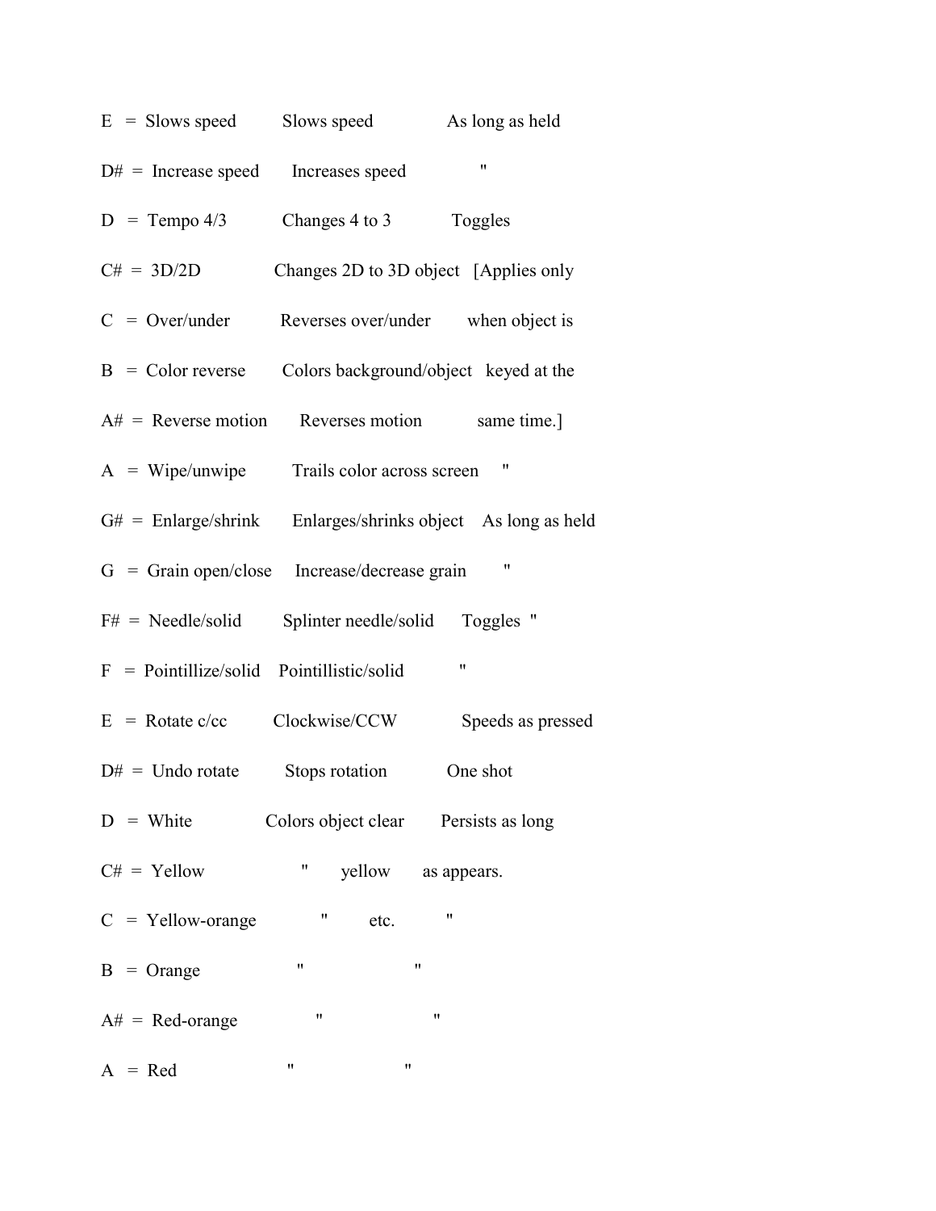| Key | Function | Effect | Duration |
| --- | --- | --- | --- |
| E = | Slows speed | Slows speed | As long as held |
| D# = | Increase speed | Increases speed | " |
| D = | Tempo 4/3 | Changes 4 to 3 | Toggles |
| C# = | 3D/2D | Changes 2D to 3D object | [Applies only |
| C = | Over/under | Reverses over/under | when object is |
| B = | Color reverse | Colors background/object | keyed at the |
| A# = | Reverse motion | Reverses motion | same time.] |
| A = | Wipe/unwipe | Trails color across screen | " |
| G# = | Enlarge/shrink | Enlarges/shrinks object | As long as held |
| G = | Grain open/close | Increase/decrease grain | " |
| F# = | Needle/solid | Splinter needle/solid | Toggles " |
| F = | Pointillize/solid | Pointillistic/solid | " |
| E = | Rotate c/cc | Clockwise/CCW | Speeds as pressed |
| D# = | Undo rotate | Stops rotation | One shot |
| D = | White | Colors object clear | Persists as long |
| C# = | Yellow | " yellow | as appears. |
| C = | Yellow-orange | " etc. | " |
| B = | Orange | " | " |
| A# = | Red-orange | " | " |
| A = | Red | " | " |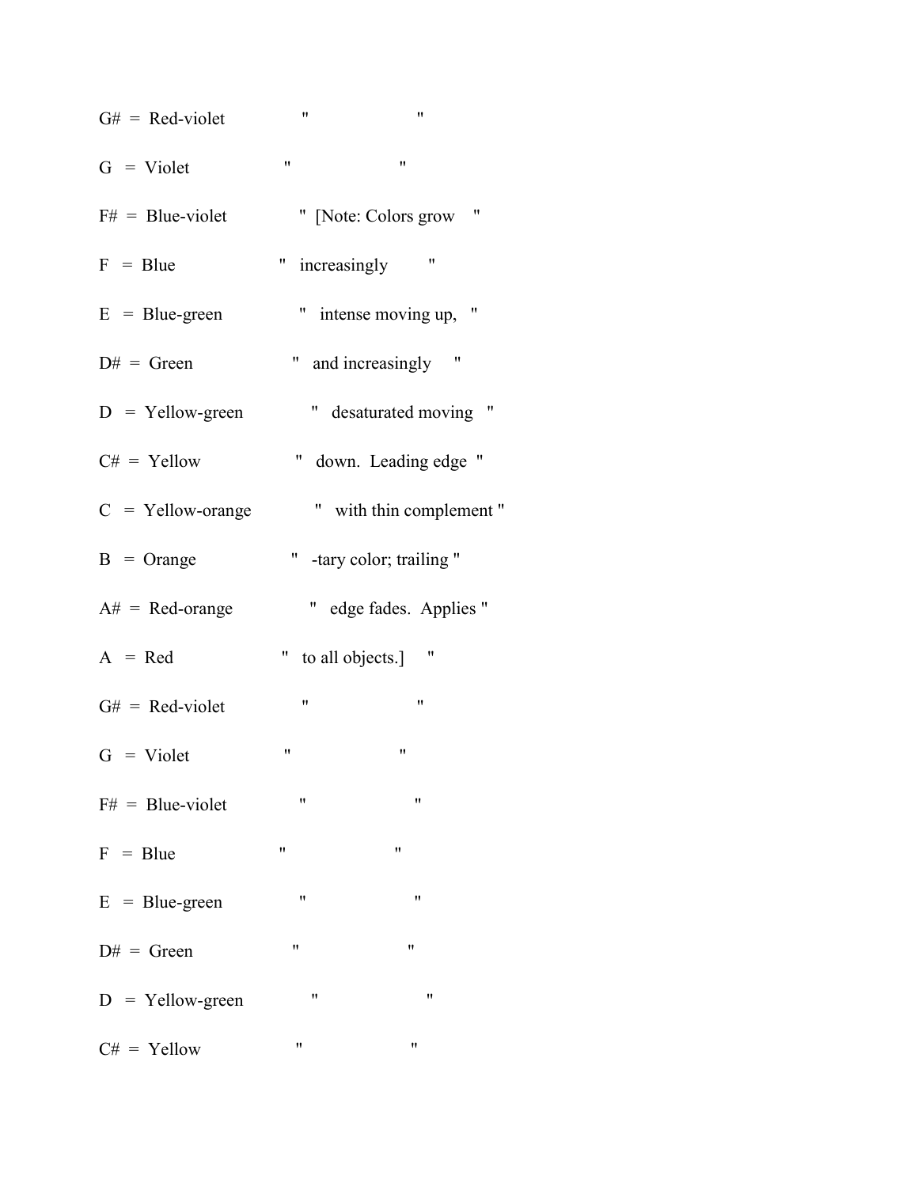G# = Red-violet " "

G = Violet " "

F# = Blue-violet " [Note: Colors grow "

F = Blue " increasingly "

E = Blue-green " intense moving up, "

D# = Green " and increasingly "

D = Yellow-green " desaturated moving "

C# = Yellow " down. Leading edge "

C = Yellow-orange " with thin complement "

B = Orange " -tary color; trailing "

A# = Red-orange " edge fades. Applies "

A = Red " to all objects.] "

G# = Red-violet " "

G = Violet " "

F# = Blue-violet " "

F = Blue " "

E = Blue-green " "

D# = Green " "

D = Yellow-green " "

C# = Yellow " "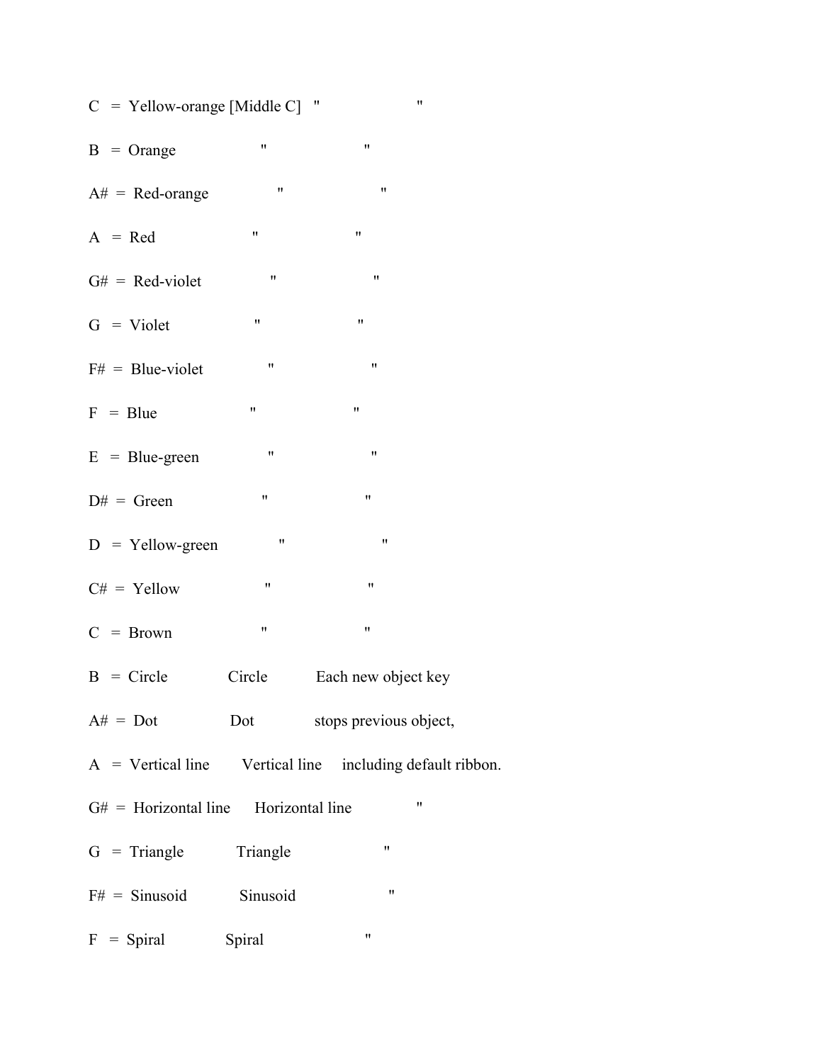C = Yellow-orange [Middle C] " "

B = Orange " "

A# = Red-orange " "

A = Red " "

G# = Red-violet " "

G = Violet " "

F# = Blue-violet " "

F = Blue " "

E = Blue-green " "

D# = Green " "

D = Yellow-green " "

C# = Yellow " "

C = Brown " "

B = Circle Circle Each new object key

A# = Dot Dot stops previous object,

A = Vertical line Vertical line including default ribbon.

G# = Horizontal line Horizontal line "

G = Triangle Triangle "

F# = Sinusoid Sinusoid "

F = Spiral Spiral "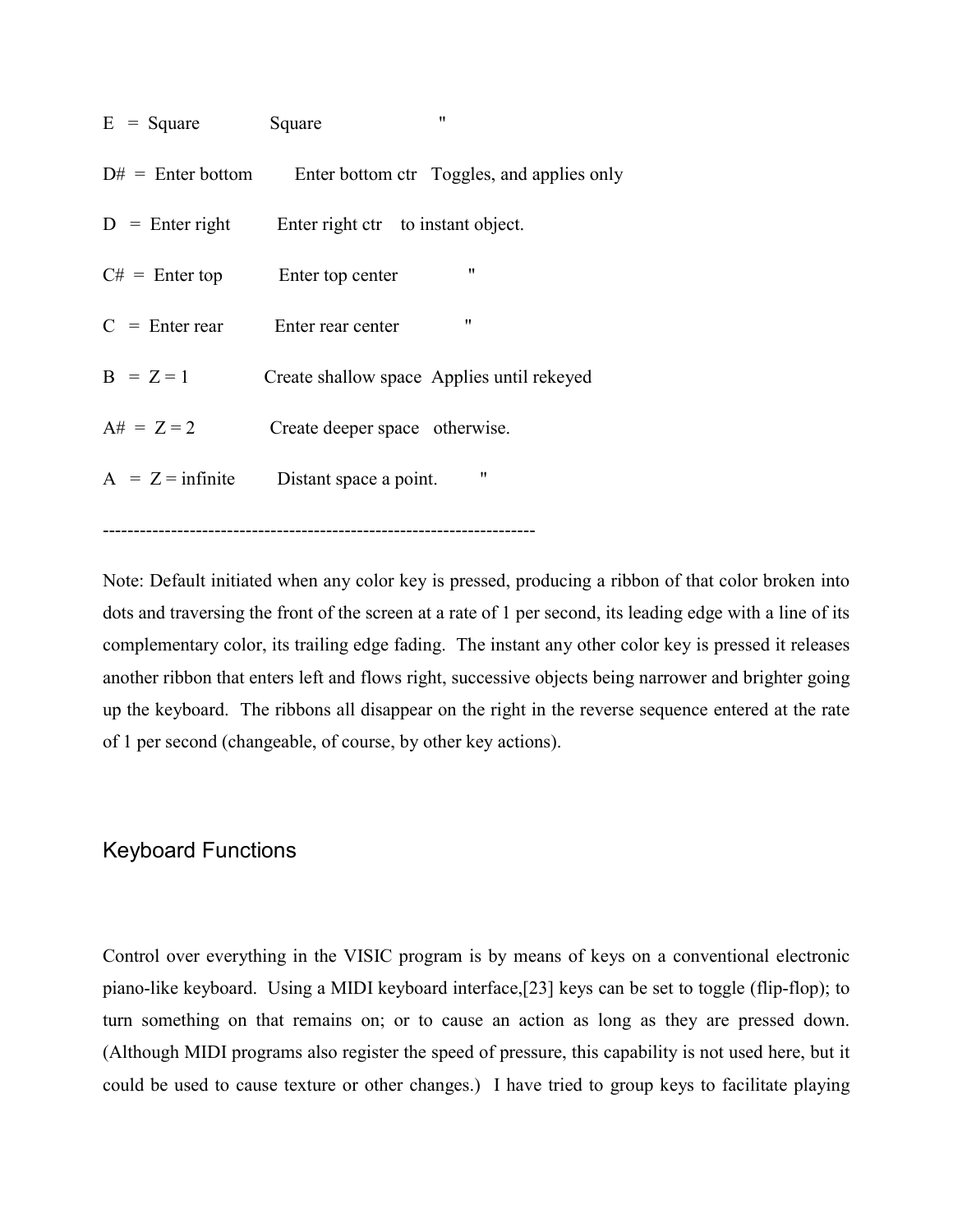| | | |
|---|---|---|
| E = Square | Square | " |
| D# = Enter bottom | Enter bottom ctr | Toggles, and applies only |
| D = Enter right | Enter right ctr | to instant object. |
| C# = Enter top | Enter top center | " |
| C = Enter rear | Enter rear center | " |
| B = Z = 1 | Create shallow space | Applies until rekeyed |
| A# = Z = 2 | Create deeper space | otherwise. |
| A = Z = infinite | Distant space a point. | " |

---------------------------------------------------------------------

Note: Default initiated when any color key is pressed, producing a ribbon of that color broken into dots and traversing the front of the screen at a rate of 1 per second, its leading edge with a line of its complementary color, its trailing edge fading. The instant any other color key is pressed it releases another ribbon that enters left and flows right, successive objects being narrower and brighter going up the keyboard. The ribbons all disappear on the right in the reverse sequence entered at the rate of 1 per second (changeable, of course, by other key actions).

## Keyboard Functions

Control over everything in the VISIC program is by means of keys on a conventional electronic piano-like keyboard. Using a MIDI keyboard interface,[23] keys can be set to toggle (flip-flop); to turn something on that remains on; or to cause an action as long as they are pressed down. (Although MIDI programs also register the speed of pressure, this capability is not used here, but it could be used to cause texture or other changes.) I have tried to group keys to facilitate playing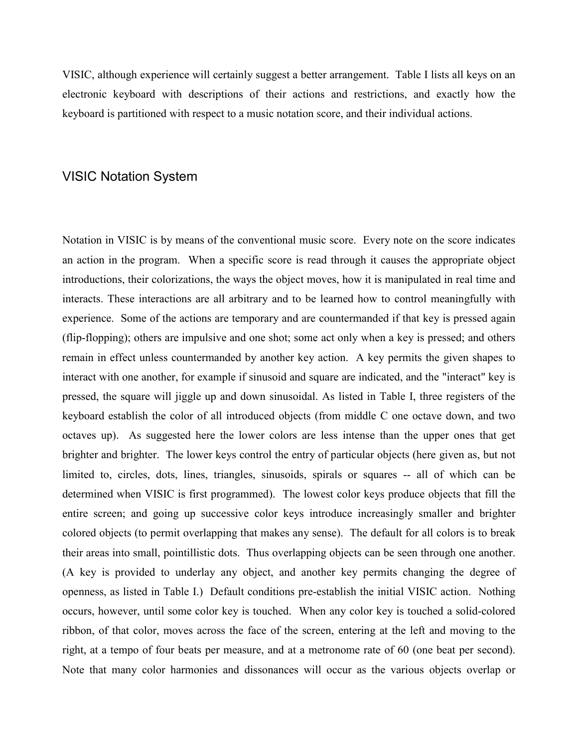VISIC, although experience will certainly suggest a better arrangement. Table I lists all keys on an electronic keyboard with descriptions of their actions and restrictions, and exactly how the keyboard is partitioned with respect to a music notation score, and their individual actions.

## VISIC Notation System

Notation in VISIC is by means of the conventional music score. Every note on the score indicates an action in the program. When a specific score is read through it causes the appropriate object introductions, their colorizations, the ways the object moves, how it is manipulated in real time and interacts. These interactions are all arbitrary and to be learned how to control meaningfully with experience. Some of the actions are temporary and are countermanded if that key is pressed again (flip-flopping); others are impulsive and one shot; some act only when a key is pressed; and others remain in effect unless countermanded by another key action. A key permits the given shapes to interact with one another, for example if sinusoid and square are indicated, and the "interact" key is pressed, the square will jiggle up and down sinusoidal. As listed in Table I, three registers of the keyboard establish the color of all introduced objects (from middle C one octave down, and two octaves up). As suggested here the lower colors are less intense than the upper ones that get brighter and brighter. The lower keys control the entry of particular objects (here given as, but not limited to, circles, dots, lines, triangles, sinusoids, spirals or squares -- all of which can be determined when VISIC is first programmed). The lowest color keys produce objects that fill the entire screen; and going up successive color keys introduce increasingly smaller and brighter colored objects (to permit overlapping that makes any sense). The default for all colors is to break their areas into small, pointillistic dots. Thus overlapping objects can be seen through one another. (A key is provided to underlay any object, and another key permits changing the degree of openness, as listed in Table I.) Default conditions pre-establish the initial VISIC action. Nothing occurs, however, until some color key is touched. When any color key is touched a solid-colored ribbon, of that color, moves across the face of the screen, entering at the left and moving to the right, at a tempo of four beats per measure, and at a metronome rate of 60 (one beat per second). Note that many color harmonies and dissonances will occur as the various objects overlap or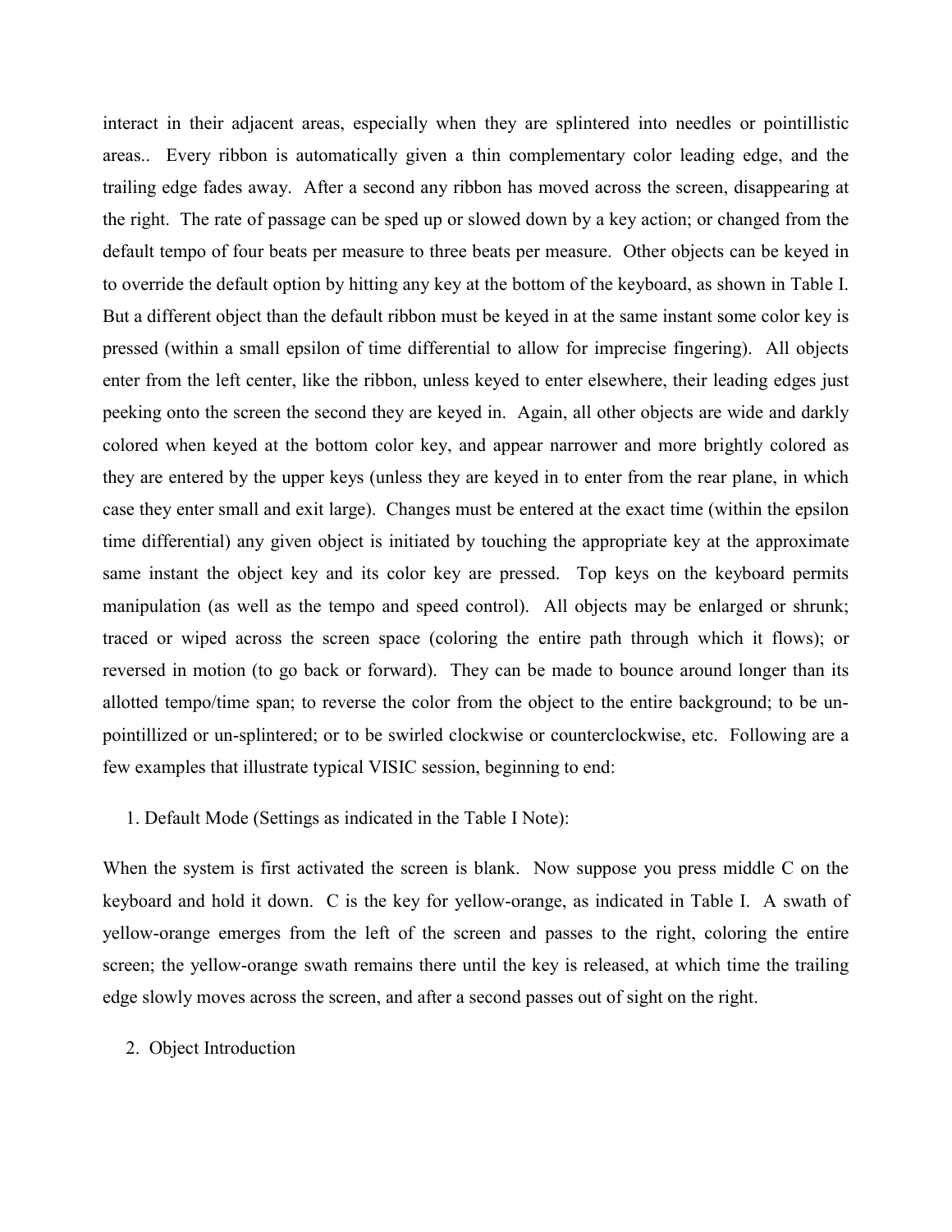interact in their adjacent areas, especially when they are splintered into needles or pointillistic areas.. Every ribbon is automatically given a thin complementary color leading edge, and the trailing edge fades away. After a second any ribbon has moved across the screen, disappearing at the right. The rate of passage can be sped up or slowed down by a key action; or changed from the default tempo of four beats per measure to three beats per measure. Other objects can be keyed in to override the default option by hitting any key at the bottom of the keyboard, as shown in Table I. But a different object than the default ribbon must be keyed in at the same instant some color key is pressed (within a small epsilon of time differential to allow for imprecise fingering). All objects enter from the left center, like the ribbon, unless keyed to enter elsewhere, their leading edges just peeking onto the screen the second they are keyed in. Again, all other objects are wide and darkly colored when keyed at the bottom color key, and appear narrower and more brightly colored as they are entered by the upper keys (unless they are keyed in to enter from the rear plane, in which case they enter small and exit large). Changes must be entered at the exact time (within the epsilon time differential) any given object is initiated by touching the appropriate key at the approximate same instant the object key and its color key are pressed. Top keys on the keyboard permits manipulation (as well as the tempo and speed control). All objects may be enlarged or shrunk; traced or wiped across the screen space (coloring the entire path through which it flows); or reversed in motion (to go back or forward). They can be made to bounce around longer than its allotted tempo/time span; to reverse the color from the object to the entire background; to be un-pointillized or un-splintered; or to be swirled clockwise or counterclockwise, etc. Following are a few examples that illustrate typical VISIC session, beginning to end:

1. Default Mode (Settings as indicated in the Table I Note):

When the system is first activated the screen is blank. Now suppose you press middle C on the keyboard and hold it down. C is the key for yellow-orange, as indicated in Table I. A swath of yellow-orange emerges from the left of the screen and passes to the right, coloring the entire screen; the yellow-orange swath remains there until the key is released, at which time the trailing edge slowly moves across the screen, and after a second passes out of sight on the right.

2. Object Introduction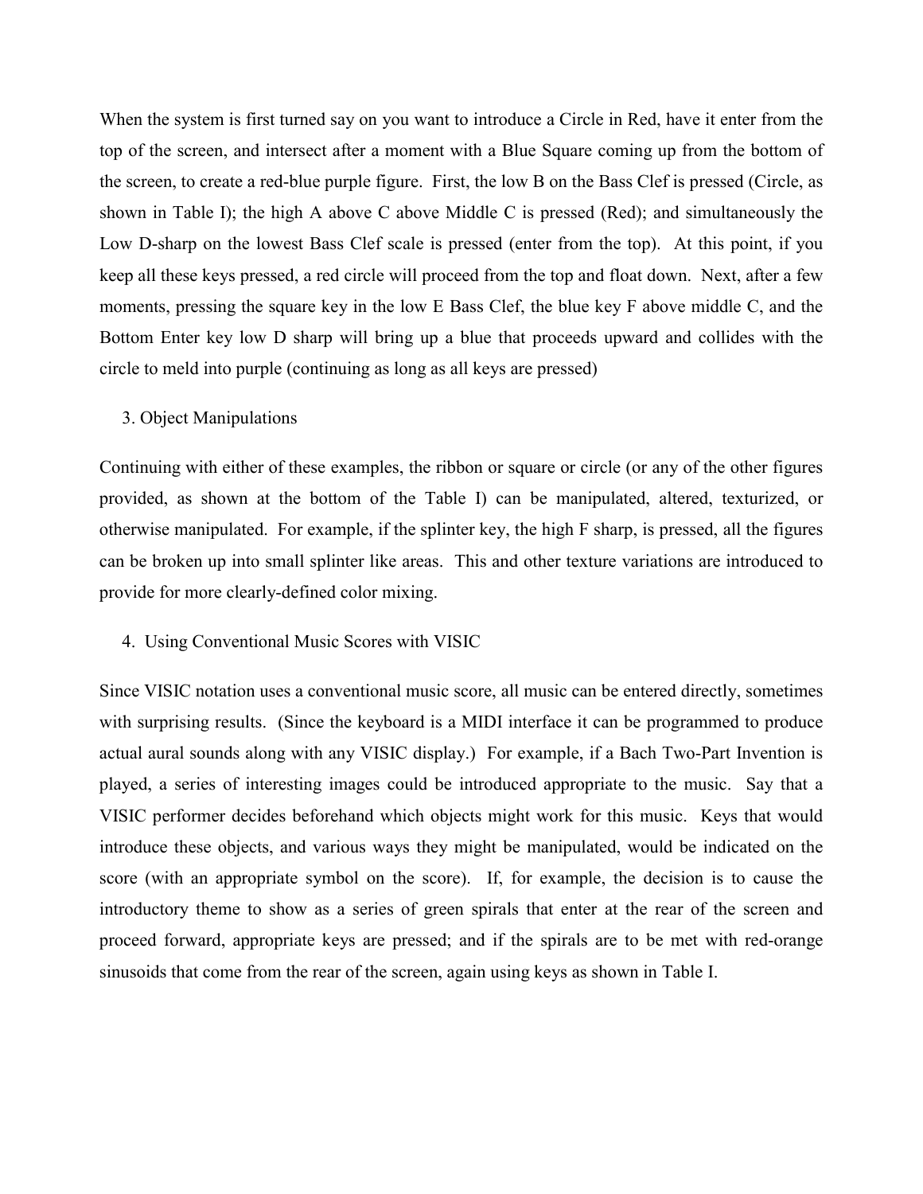When the system is first turned say on you want to introduce a Circle in Red, have it enter from the top of the screen, and intersect after a moment with a Blue Square coming up from the bottom of the screen, to create a red-blue purple figure. First, the low B on the Bass Clef is pressed (Circle, as shown in Table I); the high A above C above Middle C is pressed (Red); and simultaneously the Low D-sharp on the lowest Bass Clef scale is pressed (enter from the top). At this point, if you keep all these keys pressed, a red circle will proceed from the top and float down. Next, after a few moments, pressing the square key in the low E Bass Clef, the blue key F above middle C, and the Bottom Enter key low D sharp will bring up a blue that proceeds upward and collides with the circle to meld into purple (continuing as long as all keys are pressed)

3. Object Manipulations

Continuing with either of these examples, the ribbon or square or circle (or any of the other figures provided, as shown at the bottom of the Table I) can be manipulated, altered, texturized, or otherwise manipulated. For example, if the splinter key, the high F sharp, is pressed, all the figures can be broken up into small splinter like areas. This and other texture variations are introduced to provide for more clearly-defined color mixing.

4. Using Conventional Music Scores with VISIC

Since VISIC notation uses a conventional music score, all music can be entered directly, sometimes with surprising results. (Since the keyboard is a MIDI interface it can be programmed to produce actual aural sounds along with any VISIC display.) For example, if a Bach Two-Part Invention is played, a series of interesting images could be introduced appropriate to the music. Say that a VISIC performer decides beforehand which objects might work for this music. Keys that would introduce these objects, and various ways they might be manipulated, would be indicated on the score (with an appropriate symbol on the score). If, for example, the decision is to cause the introductory theme to show as a series of green spirals that enter at the rear of the screen and proceed forward, appropriate keys are pressed; and if the spirals are to be met with red-orange sinusoids that come from the rear of the screen, again using keys as shown in Table I.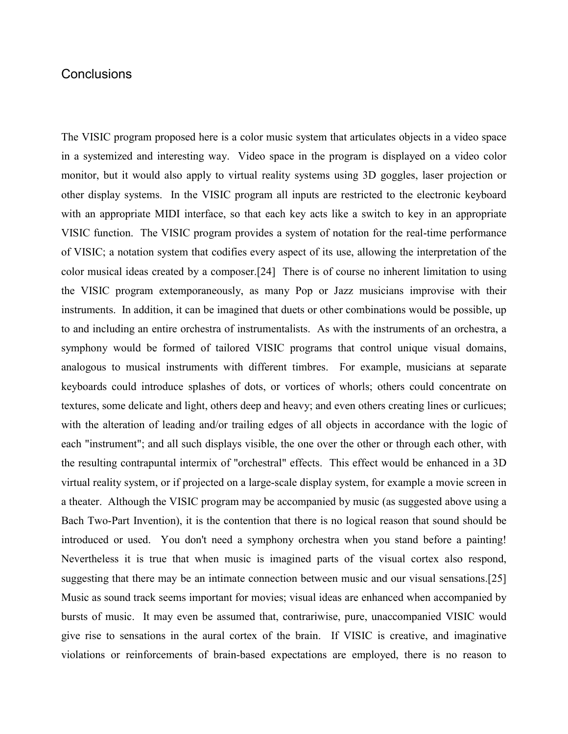## Conclusions

The VISIC program proposed here is a color music system that articulates objects in a video space in a systemized and interesting way. Video space in the program is displayed on a video color monitor, but it would also apply to virtual reality systems using 3D goggles, laser projection or other display systems. In the VISIC program all inputs are restricted to the electronic keyboard with an appropriate MIDI interface, so that each key acts like a switch to key in an appropriate VISIC function. The VISIC program provides a system of notation for the real-time performance of VISIC; a notation system that codifies every aspect of its use, allowing the interpretation of the color musical ideas created by a composer.[24] There is of course no inherent limitation to using the VISIC program extemporaneously, as many Pop or Jazz musicians improvise with their instruments. In addition, it can be imagined that duets or other combinations would be possible, up to and including an entire orchestra of instrumentalists. As with the instruments of an orchestra, a symphony would be formed of tailored VISIC programs that control unique visual domains, analogous to musical instruments with different timbres. For example, musicians at separate keyboards could introduce splashes of dots, or vortices of whorls; others could concentrate on textures, some delicate and light, others deep and heavy; and even others creating lines or curlicues; with the alteration of leading and/or trailing edges of all objects in accordance with the logic of each "instrument"; and all such displays visible, the one over the other or through each other, with the resulting contrapuntal intermix of "orchestral" effects. This effect would be enhanced in a 3D virtual reality system, or if projected on a large-scale display system, for example a movie screen in a theater. Although the VISIC program may be accompanied by music (as suggested above using a Bach Two-Part Invention), it is the contention that there is no logical reason that sound should be introduced or used. You don't need a symphony orchestra when you stand before a painting! Nevertheless it is true that when music is imagined parts of the visual cortex also respond, suggesting that there may be an intimate connection between music and our visual sensations.[25] Music as sound track seems important for movies; visual ideas are enhanced when accompanied by bursts of music. It may even be assumed that, contrariwise, pure, unaccompanied VISIC would give rise to sensations in the aural cortex of the brain. If VISIC is creative, and imaginative violations or reinforcements of brain-based expectations are employed, there is no reason to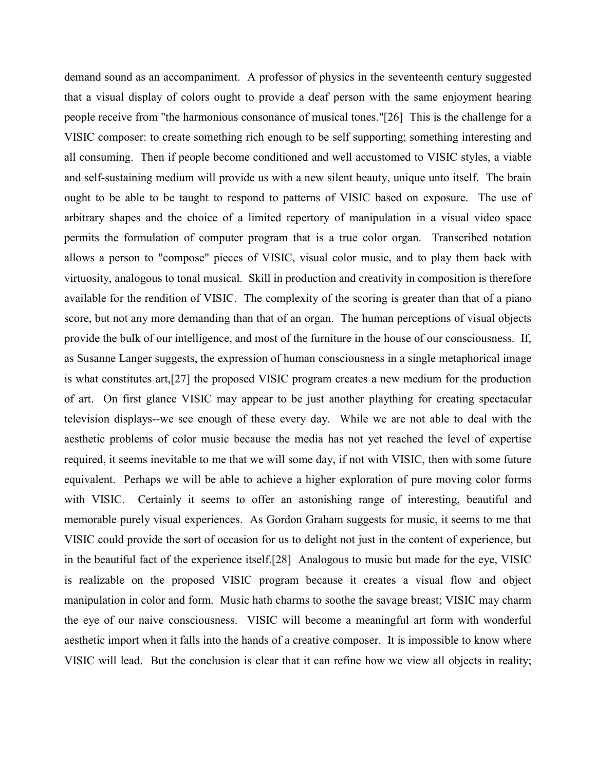demand sound as an accompaniment. A professor of physics in the seventeenth century suggested that a visual display of colors ought to provide a deaf person with the same enjoyment hearing people receive from "the harmonious consonance of musical tones."[26] This is the challenge for a VISIC composer: to create something rich enough to be self supporting; something interesting and all consuming. Then if people become conditioned and well accustomed to VISIC styles, a viable and self-sustaining medium will provide us with a new silent beauty, unique unto itself. The brain ought to be able to be taught to respond to patterns of VISIC based on exposure. The use of arbitrary shapes and the choice of a limited repertory of manipulation in a visual video space permits the formulation of computer program that is a true color organ. Transcribed notation allows a person to "compose" pieces of VISIC, visual color music, and to play them back with virtuosity, analogous to tonal musical. Skill in production and creativity in composition is therefore available for the rendition of VISIC. The complexity of the scoring is greater than that of a piano score, but not any more demanding than that of an organ. The human perceptions of visual objects provide the bulk of our intelligence, and most of the furniture in the house of our consciousness. If, as Susanne Langer suggests, the expression of human consciousness in a single metaphorical image is what constitutes art,[27] the proposed VISIC program creates a new medium for the production of art. On first glance VISIC may appear to be just another plaything for creating spectacular television displays--we see enough of these every day. While we are not able to deal with the aesthetic problems of color music because the media has not yet reached the level of expertise required, it seems inevitable to me that we will some day, if not with VISIC, then with some future equivalent. Perhaps we will be able to achieve a higher exploration of pure moving color forms with VISIC. Certainly it seems to offer an astonishing range of interesting, beautiful and memorable purely visual experiences. As Gordon Graham suggests for music, it seems to me that VISIC could provide the sort of occasion for us to delight not just in the content of experience, but in the beautiful fact of the experience itself.[28] Analogous to music but made for the eye, VISIC is realizable on the proposed VISIC program because it creates a visual flow and object manipulation in color and form. Music hath charms to soothe the savage breast; VISIC may charm the eye of our naive consciousness. VISIC will become a meaningful art form with wonderful aesthetic import when it falls into the hands of a creative composer. It is impossible to know where VISIC will lead. But the conclusion is clear that it can refine how we view all objects in reality;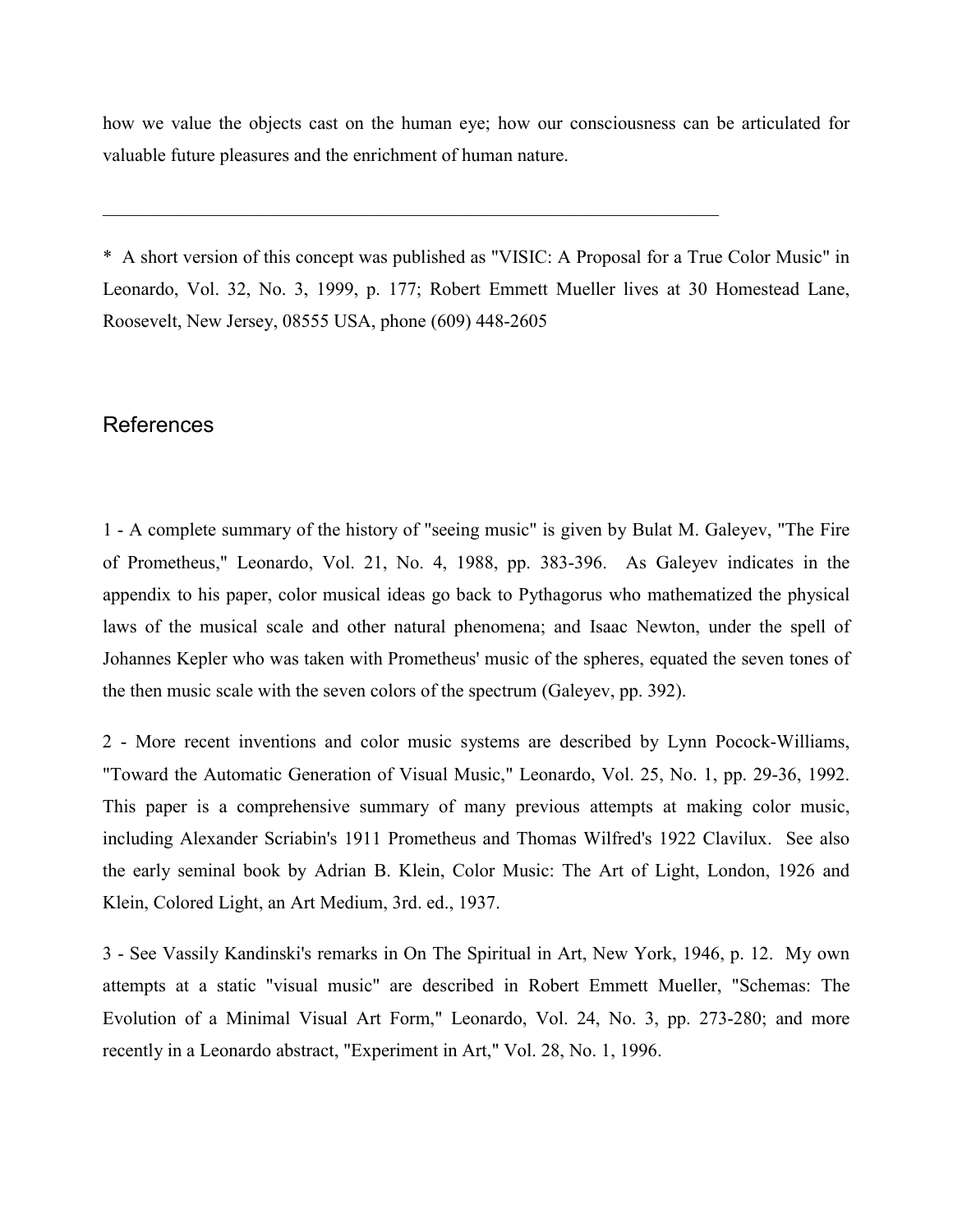how we value the objects cast on the human eye; how our consciousness can be articulated for valuable future pleasures and the enrichment of human nature.

---

* A short version of this concept was published as "VISIC: A Proposal for a True Color Music" in Leonardo, Vol. 32, No. 3, 1999, p. 177; Robert Emmett Mueller lives at 30 Homestead Lane, Roosevelt, New Jersey, 08555 USA, phone (609) 448-2605

## References

1 - A complete summary of the history of "seeing music" is given by Bulat M. Galeyev, "The Fire of Prometheus," Leonardo, Vol. 21, No. 4, 1988, pp. 383-396. As Galeyev indicates in the appendix to his paper, color musical ideas go back to Pythagorus who mathematized the physical laws of the musical scale and other natural phenomena; and Isaac Newton, under the spell of Johannes Kepler who was taken with Prometheus' music of the spheres, equated the seven tones of the then music scale with the seven colors of the spectrum (Galeyev, pp. 392).

2 - More recent inventions and color music systems are described by Lynn Pocock-Williams, "Toward the Automatic Generation of Visual Music," Leonardo, Vol. 25, No. 1, pp. 29-36, 1992. This paper is a comprehensive summary of many previous attempts at making color music, including Alexander Scriabin's 1911 Prometheus and Thomas Wilfred's 1922 Clavilux. See also the early seminal book by Adrian B. Klein, Color Music: The Art of Light, London, 1926 and Klein, Colored Light, an Art Medium, 3rd. ed., 1937.

3 - See Vassily Kandinski's remarks in On The Spiritual in Art, New York, 1946, p. 12. My own attempts at a static "visual music" are described in Robert Emmett Mueller, "Schemas: The Evolution of a Minimal Visual Art Form," Leonardo, Vol. 24, No. 3, pp. 273-280; and more recently in a Leonardo abstract, "Experiment in Art," Vol. 28, No. 1, 1996.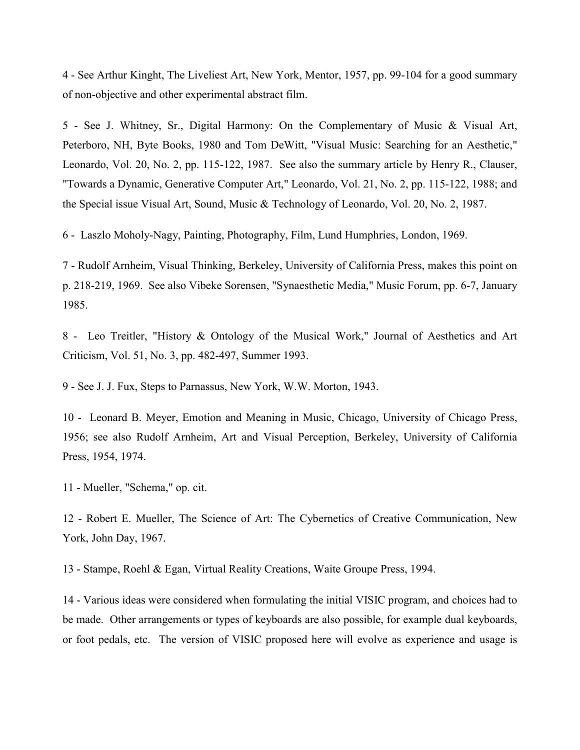4 - See Arthur Kinght, The Liveliest Art, New York, Mentor, 1957, pp. 99-104 for a good summary of non-objective and other experimental abstract film.

5 - See J. Whitney, Sr., Digital Harmony: On the Complementary of Music & Visual Art, Peterboro, NH, Byte Books, 1980 and Tom DeWitt, "Visual Music: Searching for an Aesthetic," Leonardo, Vol. 20, No. 2, pp. 115-122, 1987. See also the summary article by Henry R., Clauser, "Towards a Dynamic, Generative Computer Art," Leonardo, Vol. 21, No. 2, pp. 115-122, 1988; and the Special issue Visual Art, Sound, Music & Technology of Leonardo, Vol. 20, No. 2, 1987.

6 - Laszlo Moholy-Nagy, Painting, Photography, Film, Lund Humphries, London, 1969.

7 - Rudolf Arnheim, Visual Thinking, Berkeley, University of California Press, makes this point on p. 218-219, 1969. See also Vibeke Sorensen, "Synaesthetic Media," Music Forum, pp. 6-7, January 1985.

8 - Leo Treitler, "History & Ontology of the Musical Work," Journal of Aesthetics and Art Criticism, Vol. 51, No. 3, pp. 482-497, Summer 1993.

9 - See J. J. Fux, Steps to Parnassus, New York, W.W. Morton, 1943.

10 - Leonard B. Meyer, Emotion and Meaning in Music, Chicago, University of Chicago Press, 1956; see also Rudolf Arnheim, Art and Visual Perception, Berkeley, University of California Press, 1954, 1974.

11 - Mueller, "Schema," op. cit.

12 - Robert E. Mueller, The Science of Art: The Cybernetics of Creative Communication, New York, John Day, 1967.

13 - Stampe, Roehl & Egan, Virtual Reality Creations, Waite Groupe Press, 1994.

14 - Various ideas were considered when formulating the initial VISIC program, and choices had to be made. Other arrangements or types of keyboards are also possible, for example dual keyboards, or foot pedals, etc. The version of VISIC proposed here will evolve as experience and usage is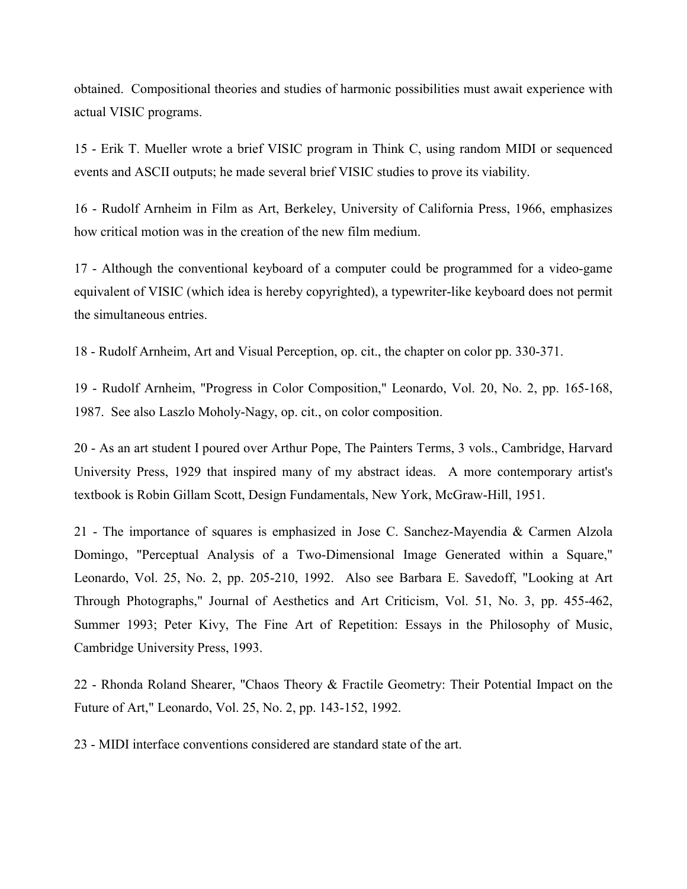obtained. Compositional theories and studies of harmonic possibilities must await experience with actual VISIC programs.

15 - Erik T. Mueller wrote a brief VISIC program in Think C, using random MIDI or sequenced events and ASCII outputs; he made several brief VISIC studies to prove its viability.

16 - Rudolf Arnheim in Film as Art, Berkeley, University of California Press, 1966, emphasizes how critical motion was in the creation of the new film medium.

17 - Although the conventional keyboard of a computer could be programmed for a video-game equivalent of VISIC (which idea is hereby copyrighted), a typewriter-like keyboard does not permit the simultaneous entries.

18 - Rudolf Arnheim, Art and Visual Perception, op. cit., the chapter on color pp. 330-371.

19 - Rudolf Arnheim, "Progress in Color Composition," Leonardo, Vol. 20, No. 2, pp. 165-168, 1987. See also Laszlo Moholy-Nagy, op. cit., on color composition.

20 - As an art student I poured over Arthur Pope, The Painters Terms, 3 vols., Cambridge, Harvard University Press, 1929 that inspired many of my abstract ideas. A more contemporary artist's textbook is Robin Gillam Scott, Design Fundamentals, New York, McGraw-Hill, 1951.

21 - The importance of squares is emphasized in Jose C. Sanchez-Mayendia & Carmen Alzola Domingo, "Perceptual Analysis of a Two-Dimensional Image Generated within a Square," Leonardo, Vol. 25, No. 2, pp. 205-210, 1992. Also see Barbara E. Savedoff, "Looking at Art Through Photographs," Journal of Aesthetics and Art Criticism, Vol. 51, No. 3, pp. 455-462, Summer 1993; Peter Kivy, The Fine Art of Repetition: Essays in the Philosophy of Music, Cambridge University Press, 1993.

22 - Rhonda Roland Shearer, "Chaos Theory & Fractile Geometry: Their Potential Impact on the Future of Art," Leonardo, Vol. 25, No. 2, pp. 143-152, 1992.

23 - MIDI interface conventions considered are standard state of the art.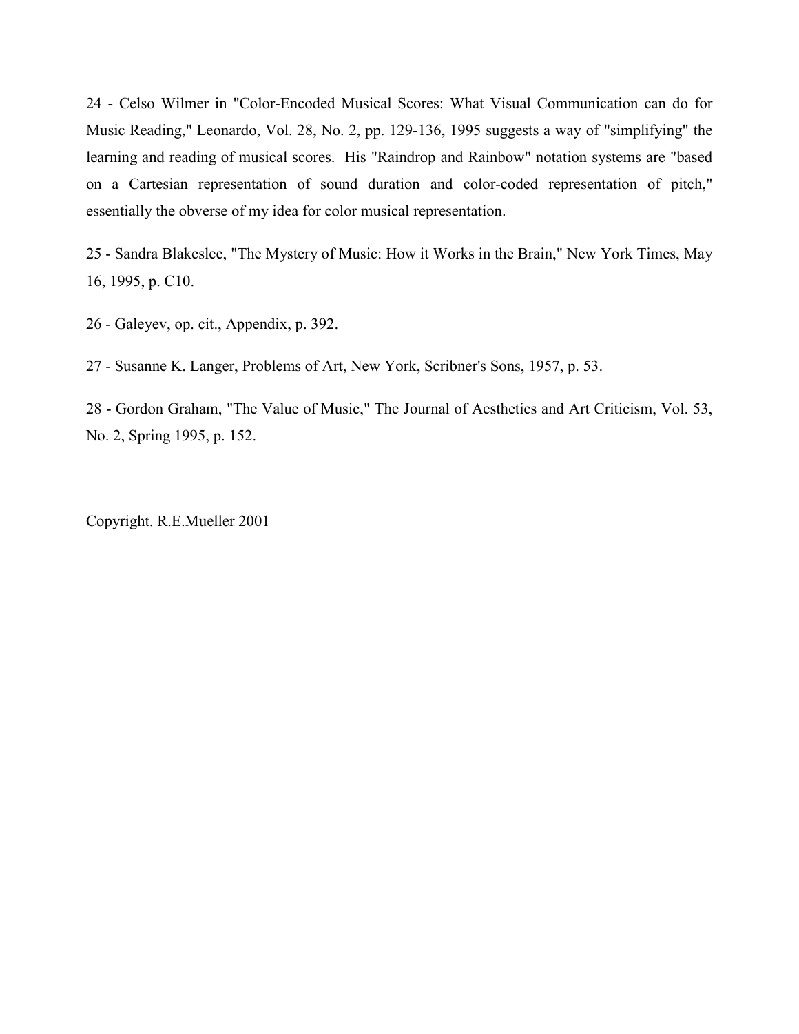24 - Celso Wilmer in "Color-Encoded Musical Scores: What Visual Communication can do for Music Reading," Leonardo, Vol. 28, No. 2, pp. 129-136, 1995 suggests a way of "simplifying" the learning and reading of musical scores. His "Raindrop and Rainbow" notation systems are "based on a Cartesian representation of sound duration and color-coded representation of pitch," essentially the obverse of my idea for color musical representation.

25 - Sandra Blakeslee, "The Mystery of Music: How it Works in the Brain," New York Times, May 16, 1995, p. C10.

26 - Galeyev, op. cit., Appendix, p. 392.

27 - Susanne K. Langer, Problems of Art, New York, Scribner's Sons, 1957, p. 53.

28 - Gordon Graham, "The Value of Music," The Journal of Aesthetics and Art Criticism, Vol. 53, No. 2, Spring 1995, p. 152.

Copyright. R.E.Mueller 2001